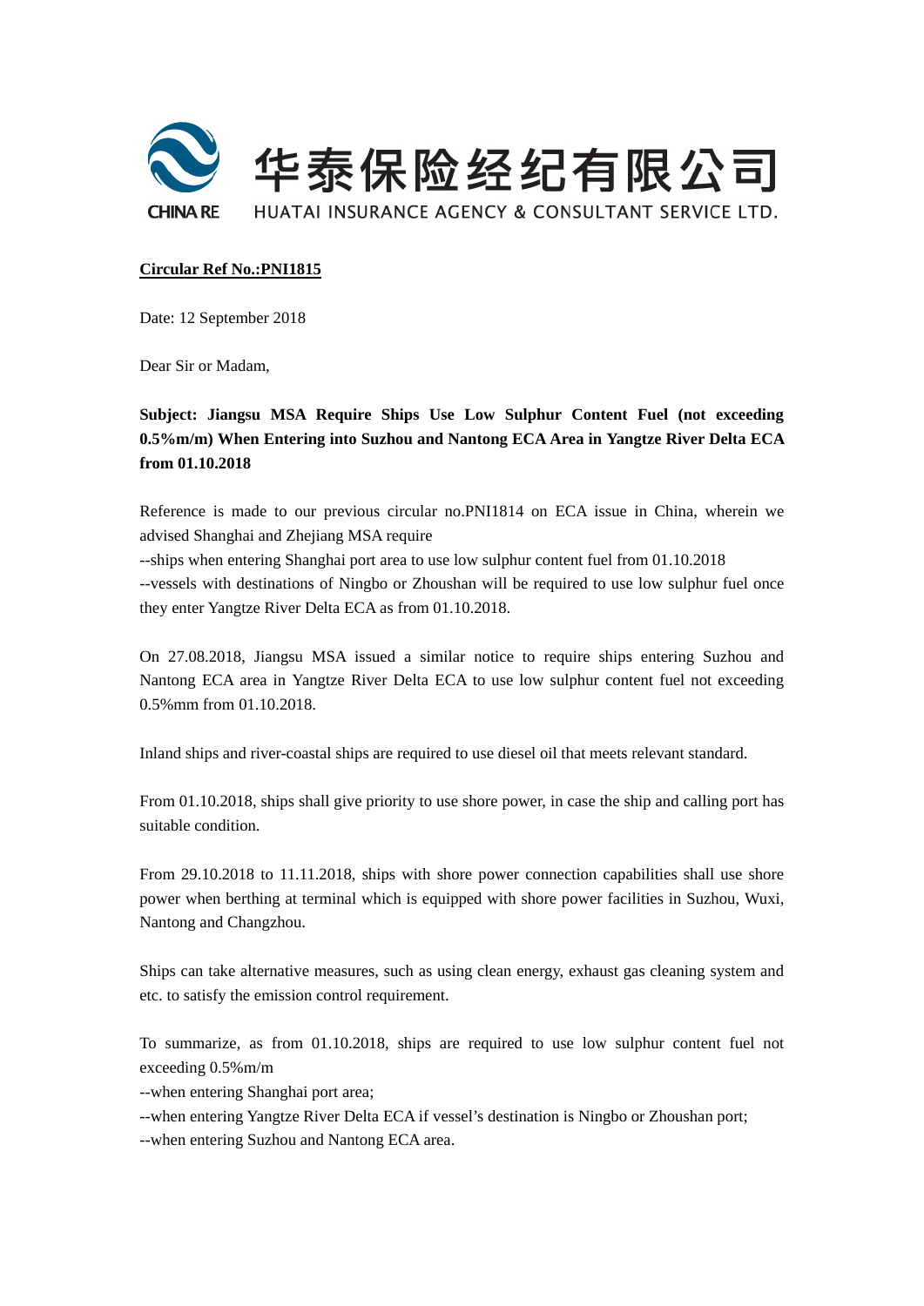华泰保险经纪有限公司

HUATAI INSURANCE AGENCY & CONSULTANT SERVICE LTD.

**Circular Ref No.:PNI1815**

Date: 12 September 2018

Dear Sir or Madam,

**Subject: Jiangsu MSA Require Ships Use Low Sulphur Content Fuel (not exceeding 0.5%m/m) When Entering into Suzhou and Nantong ECA Area in Yangtze River Delta ECA from 01.10.2018**

Reference is made to our previous circular no.PNI1814 on ECA issue in China, wherein we advised Shanghai and Zhejiang MSA require

--ships when entering Shanghai port area to use low sulphur content fuel from 01.10.2018

--vessels with destinations of Ningbo or Zhoushan will be required to use low sulphur fuel once they enter Yangtze River Delta ECA as from 01.10.2018.

On 27.08.2018, Jiangsu MSA issued a similar notice to require ships entering Suzhou and Nantong ECA area in Yangtze River Delta ECA to use low sulphur content fuel not exceeding 0.5%mm from 01.10.2018.

Inland ships and river-coastal ships are required to use diesel oil that meets relevant standard.

From 01.10.2018, ships shall give priority to use shore power, in case the ship and calling port has suitable condition.

From 29.10.2018 to 11.11.2018, ships with shore power connection capabilities shall use shore power when berthing at terminal which is equipped with shore power facilities in Suzhou, Wuxi, Nantong and Changzhou.

Ships can take alternative measures, such as using clean energy, exhaust gas cleaning system and etc. to satisfy the emission control requirement.

To summarize, as from 01.10.2018, ships are required to use low sulphur content fuel not exceeding 0.5%m/m

--when entering Shanghai port area;

--when entering Yangtze River Delta ECA if vessel's destination is Ningbo or Zhoushan port;

--when entering Suzhou and Nantong ECA area.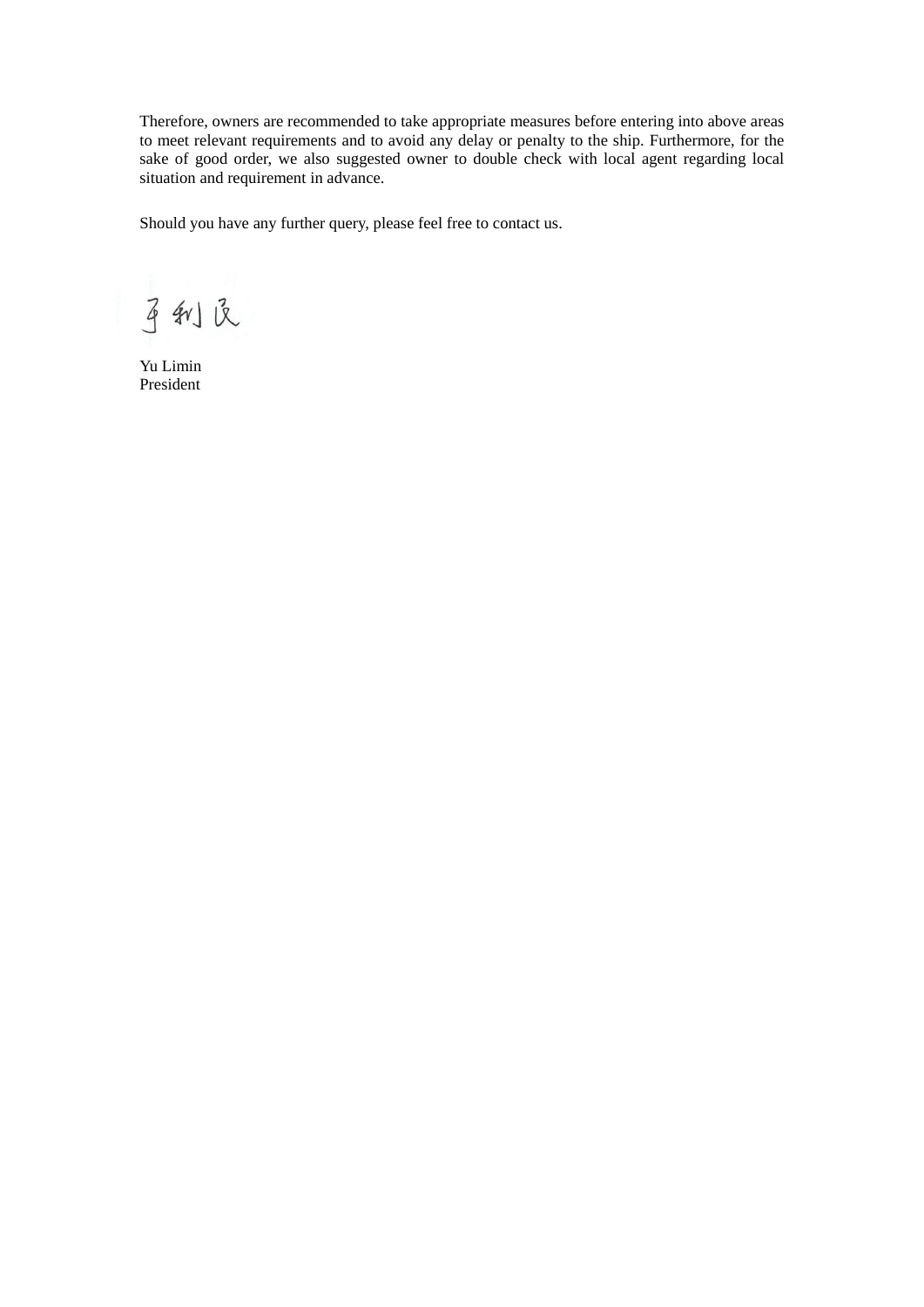Therefore, owners are recommended to take appropriate measures before entering into above areas to meet relevant requirements and to avoid any delay or penalty to the ship. Furthermore, for the sake of good order, we also suggested owner to double check with local agent regarding local situation and requirement in advance.

Should you have any further query, please feel free to contact us.

Yu Limin
President